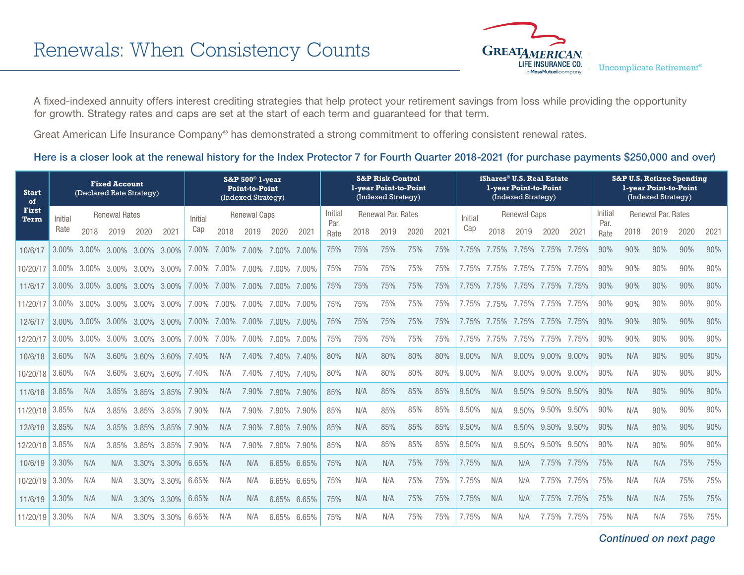# Renewals: When Consistency Counts

Uncomplicate Retirement®

A fixed-indexed annuity offers interest crediting strategies that help protect your retirement savings from loss while providing the opportunity for growth. Strategy rates and caps are set at the start of each term and guaranteed for that term.

Great American Life Insurance Company® has demonstrated a strong commitment to offering consistent renewal rates.

**Here is a closer look at the renewal history for the Index Protector 7 for Fourth Quarter 2018-2021 (for purchase payments $250,000 and over)**

| Start of First Term | Fixed Account (Declared Rate Strategy) | | | | | S&P 500® 1-year Point-to-Point (Indexed Strategy) | | | | | S&P Risk Control 1-year Point-to-Point (Indexed Strategy) | | | | | iShares® U.S. Real Estate 1-year Point-to-Point (Indexed Strategy) | | | | | S&P U.S. Retiree Spending 1-year Point-to-Point (Indexed Strategy) | | | | |
|---|---|---|---|---|---|---|---|---|---|---|---|---|---|---|---|---|---|---|---|---|---|---|---|---|---|
| | Initial Rate | Renewal Rates 2018 | 2019 | 2020 | 2021 | Initial Cap | Renewal Caps 2018 | 2019 | 2020 | 2021 | Initial Par. Rate | Renewal Par. Rates 2018 | 2019 | 2020 | 2021 | Initial Cap | Renewal Caps 2018 | 2019 | 2020 | 2021 | Initial Par. Rate | Renewal Par. Rates 2018 | 2019 | 2020 | 2021 |
| 10/6/17 | 3.00% | 3.00% | 3.00% | 3.00% | 3.00% | 7.00% | 7.00% | 7.00% | 7.00% | 7.00% | 75% | 75% | 75% | 75% | 75% | 7.75% | 7.75% | 7.75% | 7.75% | 7.75% | 90% | 90% | 90% | 90% | 90% |
| 10/20/17 | 3.00% | 3.00% | 3.00% | 3.00% | 3.00% | 7.00% | 7.00% | 7.00% | 7.00% | 7.00% | 75% | 75% | 75% | 75% | 75% | 7.75% | 7.75% | 7.75% | 7.75% | 7.75% | 90% | 90% | 90% | 90% | 90% |
| 11/6/17 | 3.00% | 3.00% | 3.00% | 3.00% | 3.00% | 7.00% | 7.00% | 7.00% | 7.00% | 7.00% | 75% | 75% | 75% | 75% | 75% | 7.75% | 7.75% | 7.75% | 7.75% | 7.75% | 90% | 90% | 90% | 90% | 90% |
| 11/20/17 | 3.00% | 3.00% | 3.00% | 3.00% | 3.00% | 7.00% | 7.00% | 7.00% | 7.00% | 7.00% | 75% | 75% | 75% | 75% | 75% | 7.75% | 7.75% | 7.75% | 7.75% | 7.75% | 90% | 90% | 90% | 90% | 90% |
| 12/6/17 | 3.00% | 3.00% | 3.00% | 3.00% | 3.00% | 7.00% | 7.00% | 7.00% | 7.00% | 7.00% | 75% | 75% | 75% | 75% | 75% | 7.75% | 7.75% | 7.75% | 7.75% | 7.75% | 90% | 90% | 90% | 90% | 90% |
| 12/20/17 | 3.00% | 3.00% | 3.00% | 3.00% | 3.00% | 7.00% | 7.00% | 7.00% | 7.00% | 7.00% | 75% | 75% | 75% | 75% | 75% | 7.75% | 7.75% | 7.75% | 7.75% | 7.75% | 90% | 90% | 90% | 90% | 90% |
| 10/6/18 | 3.60% | N/A | 3.60% | 3.60% | 3.60% | 7.40% | N/A | 7.40% | 7.40% | 7.40% | 80% | N/A | 80% | 80% | 80% | 9.00% | N/A | 9.00% | 9.00% | 9.00% | 90% | N/A | 90% | 90% | 90% |
| 10/20/18 | 3.60% | N/A | 3.60% | 3.60% | 3.60% | 7.40% | N/A | 7.40% | 7.40% | 7.40% | 80% | N/A | 80% | 80% | 80% | 9.00% | N/A | 9.00% | 9.00% | 9.00% | 90% | N/A | 90% | 90% | 90% |
| 11/6/18 | 3.85% | N/A | 3.85% | 3.85% | 3.85% | 7.90% | N/A | 7.90% | 7.90% | 7.90% | 85% | N/A | 85% | 85% | 85% | 9.50% | N/A | 9.50% | 9.50% | 9.50% | 90% | N/A | 90% | 90% | 90% |
| 11/20/18 | 3.85% | N/A | 3.85% | 3.85% | 3.85% | 7.90% | N/A | 7.90% | 7.90% | 7.90% | 85% | N/A | 85% | 85% | 85% | 9.50% | N/A | 9.50% | 9.50% | 9.50% | 90% | N/A | 90% | 90% | 90% |
| 12/6/18 | 3.85% | N/A | 3.85% | 3.85% | 3.85% | 7.90% | N/A | 7.90% | 7.90% | 7.90% | 85% | N/A | 85% | 85% | 85% | 9.50% | N/A | 9.50% | 9.50% | 9.50% | 90% | N/A | 90% | 90% | 90% |
| 12/20/18 | 3.85% | N/A | 3.85% | 3.85% | 3.85% | 7.90% | N/A | 7.90% | 7.90% | 7.90% | 85% | N/A | 85% | 85% | 85% | 9.50% | N/A | 9.50% | 9.50% | 9.50% | 90% | N/A | 90% | 90% | 90% |
| 10/6/19 | 3.30% | N/A | N/A | 3.30% | 3.30% | 6.65% | N/A | N/A | 6.65% | 6.65% | 75% | N/A | N/A | 75% | 75% | 7.75% | N/A | N/A | 7.75% | 7.75% | 75% | N/A | N/A | 75% | 75% |
| 10/20/19 | 3.30% | N/A | N/A | 3.30% | 3.30% | 6.65% | N/A | N/A | 6.65% | 6.65% | 75% | N/A | N/A | 75% | 75% | 7.75% | N/A | N/A | 7.75% | 7.75% | 75% | N/A | N/A | 75% | 75% |
| 11/6/19 | 3.30% | N/A | N/A | 3.30% | 3.30% | 6.65% | N/A | N/A | 6.65% | 6.65% | 75% | N/A | N/A | 75% | 75% | 7.75% | N/A | N/A | 7.75% | 7.75% | 75% | N/A | N/A | 75% | 75% |
| 11/20/19 | 3.30% | N/A | N/A | 3.30% | 3.30% | 6.65% | N/A | N/A | 6.65% | 6.65% | 75% | N/A | N/A | 75% | 75% | 7.75% | N/A | N/A | 7.75% | 7.75% | 75% | N/A | N/A | 75% | 75% |

*Continued on next page*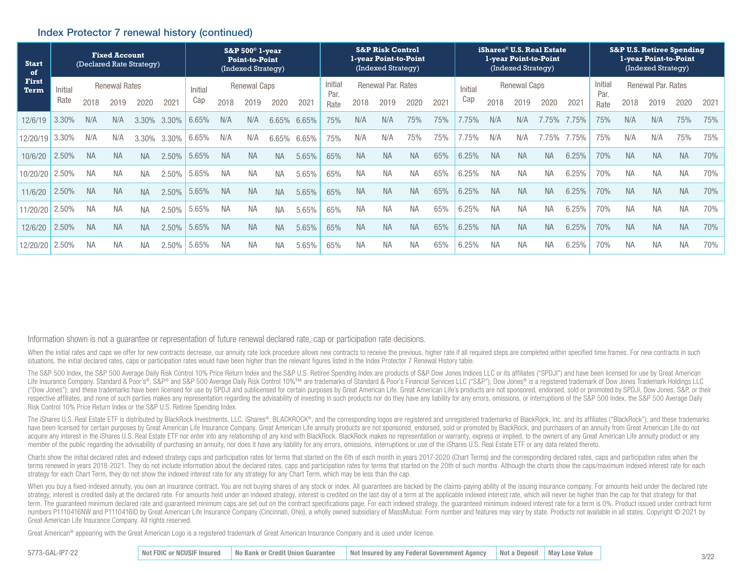## Index Protector 7 renewal history (continued)

| Start of First Term | Fixed Account (Declared Rate Strategy) | | | | | S&P 500® 1-year Point-to-Point (Indexed Strategy) | | | | | S&P Risk Control 1-year Point-to-Point (Indexed Strategy) | | | | | iShares® U.S. Real Estate 1-year Point-to-Point (Indexed Strategy) | | | | | S&P U.S. Retiree Spending 1-year Point-to-Point (Indexed Strategy) | | | | |
|---|---|---|---|---|---|---|---|---|---|---|---|---|---|---|---|---|---|---|---|---|---|---|---|---|---|
| | Initial Rate | Renewal Rates | | | | Initial Cap | Renewal Caps | | | | Initial Par. Rate | Renewal Par. Rates | | | | Initial Cap | Renewal Caps | | | | Initial Par. Rate | Renewal Par. Rates | | | |
| | | 2018 | 2019 | 2020 | 2021 | | 2018 | 2019 | 2020 | 2021 | | 2018 | 2019 | 2020 | 2021 | | 2018 | 2019 | 2020 | 2021 | | 2018 | 2019 | 2020 | 2021 |
| 12/6/19 | 3.30% | N/A | N/A | 3.30% | 3.30% | 6.65% | N/A | N/A | 6.65% | 6.65% | 75% | N/A | N/A | 75% | 75% | 7.75% | N/A | N/A | 7.75% | 7.75% | 75% | N/A | N/A | 75% | 75% |
| 12/20/19 | 3.30% | N/A | N/A | 3.30% | 3.30% | 6.65% | N/A | N/A | 6.65% | 6.65% | 75% | N/A | N/A | 75% | 75% | 7.75% | N/A | N/A | 7.75% | 7.75% | 75% | N/A | N/A | 75% | 75% |
| 10/6/20 | 2.50% | NA | NA | NA | 2.50% | 5.65% | NA | NA | NA | 5.65% | 65% | NA | NA | NA | 65% | 6.25% | NA | NA | NA | 6.25% | 70% | NA | NA | NA | 70% |
| 10/20/20 | 2.50% | NA | NA | NA | 2.50% | 5.65% | NA | NA | NA | 5.65% | 65% | NA | NA | NA | 65% | 6.25% | NA | NA | NA | 6.25% | 70% | NA | NA | NA | 70% |
| 11/6/20 | 2.50% | NA | NA | NA | 2.50% | 5.65% | NA | NA | NA | 5.65% | 65% | NA | NA | NA | 65% | 6.25% | NA | NA | NA | 6.25% | 70% | NA | NA | NA | 70% |
| 11/20/20 | 2.50% | NA | NA | NA | 2.50% | 5.65% | NA | NA | NA | 5.65% | 65% | NA | NA | NA | 65% | 6.25% | NA | NA | NA | 6.25% | 70% | NA | NA | NA | 70% |
| 12/6/20 | 2.50% | NA | NA | NA | 2.50% | 5.65% | NA | NA | NA | 5.65% | 65% | NA | NA | NA | 65% | 6.25% | NA | NA | NA | 6.25% | 70% | NA | NA | NA | 70% |
| 12/20/20 | 2.50% | NA | NA | NA | 2.50% | 5.65% | NA | NA | NA | 5.65% | 65% | NA | NA | NA | 65% | 6.25% | NA | NA | NA | 6.25% | 70% | NA | NA | NA | 70% |

Information shown is not a guarantee or representation of future renewal declared rate, cap or participation rate decisions.

When the initial rates and caps we offer for new contracts decrease, our annuity rate lock procedure allows new contracts to receive the previous, higher rate if all required steps are completed within specified time frames. For new contracts in such situations, the initial declared rates, caps or participation rates would have been higher than the relevant figures listed in the Index Protector 7 Renewal History table.

The S&P 500 Index, the S&P 500 Average Daily Risk Control 10% Price Return Index and the S&P U.S. Retiree Spending Index are products of S&P Dow Jones Indices LLC or its affiliates ("SPDJI") and have been licensed for use by Great American Life Insurance Company. Standard & Poor's®, S&P® and S&P 500 Average Daily Risk Control 10%™ are trademarks of Standard & Poor's Financial Services LLC ("S&P"); Dow Jones® is a registered trademark of Dow Jones Trademark Holdings LLC ("Dow Jones"); and these trademarks have been licensed for use by SPDJI and sublicensed for certain purposes by Great American Life. Great American Life's products are not sponsored, endorsed, sold or promoted by SPDJI, Dow Jones, S&P, or their respective affiliates, and none of such parties makes any representation regarding the advisability of investing in such products nor do they have any liability for any errors, omissions, or interruptions of the S&P 500 Index, the S&P 500 Average Daily Risk Control 10% Price Return Index or the S&P U.S. Retiree Spending Index.

The iShares U.S. Real Estate ETF is distributed by BlackRock Investments, LLC. iShares®, BLACKROCK®, and the corresponding logos are registered and unregistered trademarks of BlackRock, Inc. and its affiliates ("BlackRock"), and these trademarks have been licensed for certain purposes by Great American Life Insurance Company. Great American Life annuity products are not sponsored, endorsed, sold or promoted by BlackRock, and purchasers of an annuity from Great American Life do not acquire any interest in the iShares U.S. Real Estate ETF nor enter into any relationship of any kind with BlackRock. BlackRock makes no representation or warranty, express or implied, to the owners of any Great American Life annuity product or any member of the public regarding the advisability of purchasing an annuity, nor does it have any liability for any errors, omissions, interruptions or use of the iShares U.S. Real Estate ETF or any data related thereto.

Charts show the initial declared rates and indexed strategy caps and participation rates for terms that started on the 6th of each month in years 2017-2020 (Chart Terms) and the corresponding declared rates, caps and participation rates when the terms renewed in years 2018-2021. They do not include information about the declared rates, caps and participation rates for terms that started on the 20th of such months. Although the charts show the caps/maximum indexed interest rate for each strategy for each Chart Term, they do not show the indexed interest rate for any strategy for any Chart Term, which may be less than the cap.

When you buy a fixed-indexed annuity, you own an insurance contract. You are not buying shares of any stock or index. All guarantees are backed by the claims-paying ability of the issuing insurance company. For amounts held under the declared rate strategy, interest is credited daily at the declared rate. For amounts held under an indexed strategy, interest is credited on the last day of a term at the applicable indexed interest rate, which will never be higher than the cap for that strategy for that term. The guaranteed minimum declared rate and guaranteed minimum caps are set out on the contract specifications page. For each indexed strategy, the guaranteed minimum indexed interest rate for a term is 0%. Product issued under contract form numbers P1110416NW and P1110416ID by Great American Life Insurance Company (Cincinnati, Ohio), a wholly owned subsidiary of MassMutual. Form number and features may vary by state. Products not available in all states. Copyright © 2021 by Great American Life Insurance Company. All rights reserved.

Great American® appearing with the Great American Logo is a registered trademark of Great American Insurance Company and is used under license.

5773-GAL-IP7-22

| Not FDIC or NCUSIF Insured | No Bank or Credit Union Guarantee | Not Insured by any Federal Government Agency | Not a Deposit | May Lose Value |
|---|---|---|---|---|

3/22